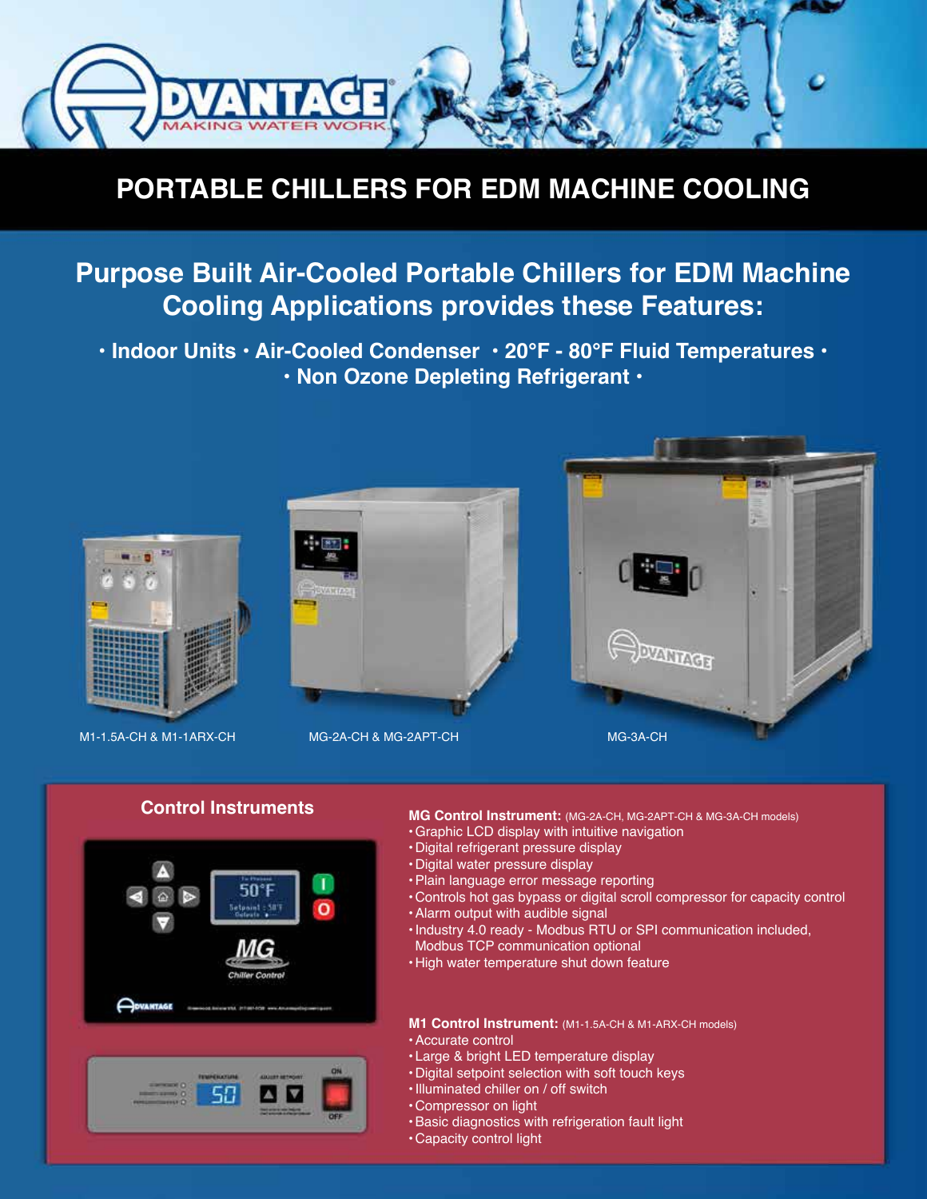# PORTABLE CHILLERS FOR EDM MACHINE COOLING

## Purpose Built Air-Cooled Portable Chillers for EDM Machine Cooling Applications provides these Features:

**• Indoor Units • Air-Cooled Condenser • 20°F - 80°F Fluid Temperatures •**
**• Non Ozone Depleting Refrigerant •**

M1-1.5A-CH & M1-1ARX-CH

MG-2A-CH & MG-2APT-CH

MG-3A-CH

### Control Instruments

**MG Control Instrument:** (MG-2A-CH, MG-2APT-CH & MG-3A-CH models)

- Graphic LCD display with intuitive navigation
- Digital refrigerant pressure display
- Digital water pressure display
- Plain language error message reporting
- Controls hot gas bypass or digital scroll compressor for capacity control
- Alarm output with audible signal
- Industry 4.0 ready - Modbus RTU or SPI communication included, Modbus TCP communication optional
- High water temperature shut down feature

**M1 Control Instrument:** (M1-1.5A-CH & M1-ARX-CH models)

- Accurate control
- Large & bright LED temperature display
- Digital setpoint selection with soft touch keys
- Illuminated chiller on / off switch
- Compressor on light
- Basic diagnostics with refrigeration fault light
- Capacity control light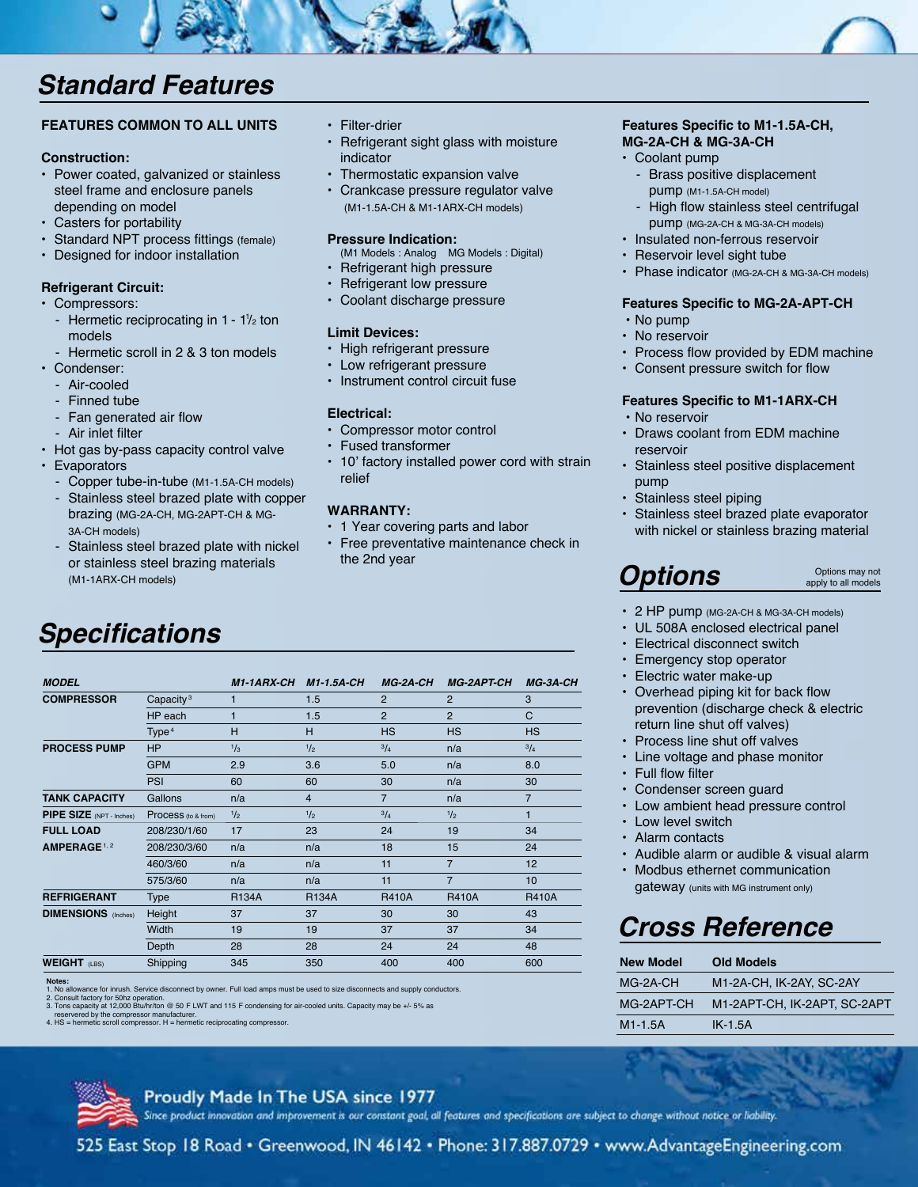# Standard Features

## FEATURES COMMON TO ALL UNITS

### Construction:

- Power coated, galvanized or stainless steel frame and enclosure panels depending on model
- Casters for portability
- Standard NPT process fittings (female)
- Designed for indoor installation

### Refrigerant Circuit:

- Compressors:
  - Hermetic reciprocating in 1 - 1½ ton models
  - Hermetic scroll in 2 & 3 ton models
- Condenser:
  - Air-cooled
  - Finned tube
  - Fan generated air flow
  - Air inlet filter
- Hot gas by-pass capacity control valve
- Evaporators
  - Copper tube-in-tube (M1-1.5A-CH models)
  - Stainless steel brazed plate with copper brazing (MG-2A-CH, MG-2APT-CH & MG-3A-CH models)
  - Stainless steel brazed plate with nickel or stainless steel brazing materials (M1-1ARX-CH models)
- Filter-drier
- Refrigerant sight glass with moisture indicator
- Thermostatic expansion valve
- Crankcase pressure regulator valve (M1-1.5A-CH & M1-1ARX-CH models)

### Pressure Indication:

(M1 Models : Analog MG Models : Digital)

- Refrigerant high pressure
- Refrigerant low pressure
- Coolant discharge pressure

### Limit Devices:

- High refrigerant pressure
- Low refrigerant pressure
- Instrument control circuit fuse

### Electrical:

- Compressor motor control
- Fused transformer
- 10' factory installed power cord with strain relief

### WARRANTY:

- 1 Year covering parts and labor
- Free preventative maintenance check in the 2nd year

### Features Specific to M1-1.5A-CH, MG-2A-CH & MG-3A-CH

- Coolant pump
  - Brass positive displacement pump (M1-1.5A-CH model)
  - High flow stainless steel centrifugal pump (MG-2A-CH & MG-3A-CH models)
- Insulated non-ferrous reservoir
- Reservoir level sight tube
- Phase indicator (MG-2A-CH & MG-3A-CH models)

### Features Specific to MG-2A-APT-CH

- No pump
- No reservoir
- Process flow provided by EDM machine
- Consent pressure switch for flow

### Features Specific to M1-1ARX-CH

- No reservoir
- Draws coolant from EDM machine reservoir
- Stainless steel positive displacement pump
- Stainless steel piping
- Stainless steel brazed plate evaporator with nickel or stainless brazing material

# Specifications

| MODEL | | M1-1ARX-CH | M1-1.5A-CH | MG-2A-CH | MG-2APT-CH | MG-3A-CH |
|---|---|---|---|---|---|---|
| COMPRESSOR | Capacity[3] | 1 | 1.5 | 2 | 2 | 3 |
| | HP each | 1 | 1.5 | 2 | 2 | C |
| | Type[4] | H | H | HS | HS | HS |
| PROCESS PUMP | HP | 1/3 | 1/2 | 3/4 | n/a | 3/4 |
| | GPM | 2.9 | 3.6 | 5.0 | n/a | 8.0 |
| | PSI | 60 | 60 | 30 | n/a | 30 |
| TANK CAPACITY | Gallons | n/a | 4 | 7 | n/a | 7 |
| PIPE SIZE (NPT - Inches) | Process (to & from) | 1/2 | 1/2 | 3/4 | 1/2 | 1 |
| FULL LOAD AMPERAGE[1, 2] | 208/230/1/60 | 17 | 23 | 24 | 19 | 34 |
| | 208/230/3/60 | n/a | n/a | 18 | 15 | 24 |
| | 460/3/60 | n/a | n/a | 11 | 7 | 12 |
| | 575/3/60 | n/a | n/a | 11 | 7 | 10 |
| REFRIGERANT | Type | R134A | R134A | R410A | R410A | R410A |
| DIMENSIONS (Inches) | Height | 37 | 37 | 30 | 30 | 43 |
| | Width | 19 | 19 | 37 | 37 | 34 |
| | Depth | 28 | 28 | 24 | 24 | 48 |
| WEIGHT (LBS) | Shipping | 345 | 350 | 400 | 400 | 600 |

Notes:
1. No allowance for inrush. Service disconnect by owner. Full load amps must be used to size disconnects and supply conductors.
2. Consult factory for 50hz operation.
3. Tons capacity at 12,000 Btu/hr/ton @ 50 F LWT and 115 F condensing for air-cooled units. Capacity may be +/- 5% as reservered by the compressor manufacturer.
4. HS = hermetic scroll compressor. H = hermetic reciprocating compressor.

# Options

Options may not apply to all models

- 2 HP pump (MG-2A-CH & MG-3A-CH models)
- UL 508A enclosed electrical panel
- Electrical disconnect switch
- Emergency stop operator
- Electric water make-up
- Overhead piping kit for back flow prevention (discharge check & electric return line shut off valves)
- Process line shut off valves
- Line voltage and phase monitor
- Full flow filter
- Condenser screen guard
- Low ambient head pressure control
- Low level switch
- Alarm contacts
- Audible alarm or audible & visual alarm
- Modbus ethernet communication gateway (units with MG instrument only)

# Cross Reference

| New Model | Old Models |
|---|---|
| MG-2A-CH | M1-2A-CH, IK-2AY, SC-2AY |
| MG-2APT-CH | M1-2APT-CH, IK-2APT, SC-2APT |
| M1-1.5A | IK-1.5A |

Proudly Made In The USA since 1977

Since product innovation and improvement is our constant goal, all features and specifications are subject to change without notice or liability.

525 East Stop 18 Road • Greenwood, IN 46142 • Phone: 317.887.0729 • www.AdvantageEngineering.com